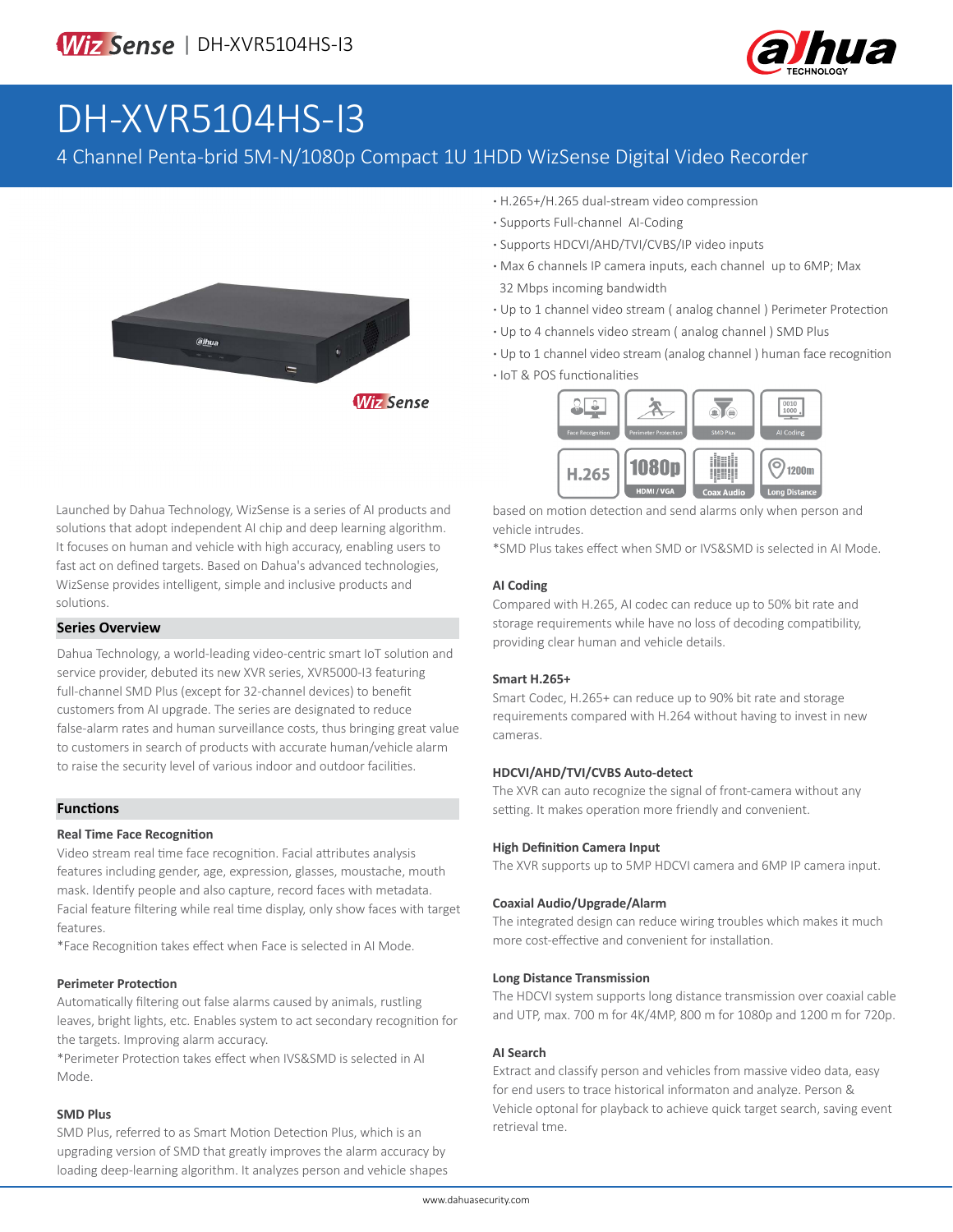# DH-XVR5104HS-I3

4 Channel Penta-brid 5M-N/1080p Compact 1U 1HDD WizSense Digital Video Recorder

- H.265+/H.265 dual-stream video compression
- Supports Full-channel AI-Coding
- Supports HDCVI/AHD/TVI/CVBS/IP video inputs
- Max 6 channels IP camera inputs, each channel up to 6MP; Max 32 Mbps incoming bandwidth
- Up to 1 channel video stream ( analog channel ) Perimeter Protection
- Up to 4 channels video stream ( analog channel ) SMD Plus
- Up to 1 channel video stream (analog channel ) human face recognition
- IoT & POS functionalities

Launched by Dahua Technology, WizSense is a series of AI products and solutions that adopt independent AI chip and deep learning algorithm. It focuses on human and vehicle with high accuracy, enabling users to fast act on defined targets. Based on Dahua's advanced technologies, WizSense provides intelligent, simple and inclusive products and solutions.

## Series Overview

Dahua Technology, a world-leading video-centric smart IoT solution and service provider, debuted its new XVR series, XVR5000-I3 featuring full-channel SMD Plus (except for 32-channel devices) to benefit customers from AI upgrade. The series are designated to reduce false-alarm rates and human surveillance costs, thus bringing great value to customers in search of products with accurate human/vehicle alarm to raise the security level of various indoor and outdoor facilities.

## Functions

### Real Time Face Recognition

Video stream real time face recognition. Facial attributes analysis features including gender, age, expression, glasses, moustache, mouth mask. Identify people and also capture, record faces with metadata. Facial feature filtering while real time display, only show faces with target features.

*Face Recognition takes effect when Face is selected in AI Mode.

### Perimeter Protection

Automatically filtering out false alarms caused by animals, rustling leaves, bright lights, etc. Enables system to act secondary recognition for the targets. Improving alarm accuracy.

*Perimeter Protection takes effect when IVS&SMD is selected in AI Mode.

### SMD Plus

SMD Plus, referred to as Smart Motion Detection Plus, which is an upgrading version of SMD that greatly improves the alarm accuracy by loading deep-learning algorithm. It analyzes person and vehicle shapes based on motion detection and send alarms only when person and vehicle intrudes.

*SMD Plus takes effect when SMD or IVS&SMD is selected in AI Mode.

### AI Coding

Compared with H.265, AI codec can reduce up to 50% bit rate and storage requirements while have no loss of decoding compatibility, providing clear human and vehicle details.

### Smart H.265+

Smart Codec, H.265+ can reduce up to 90% bit rate and storage requirements compared with H.264 without having to invest in new cameras.

### HDCVI/AHD/TVI/CVBS Auto-detect

The XVR can auto recognize the signal of front-camera without any setting. It makes operation more friendly and convenient.

### High Definition Camera Input

The XVR supports up to 5MP HDCVI camera and 6MP IP camera input.

### Coaxial Audio/Upgrade/Alarm

The integrated design can reduce wiring troubles which makes it much more cost-effective and convenient for installation.

### Long Distance Transmission

The HDCVI system supports long distance transmission over coaxial cable and UTP, max. 700 m for 4K/4MP, 800 m for 1080p and 1200 m for 720p.

### AI Search

Extract and classify person and vehicles from massive video data, easy for end users to trace historical informaton and analyze. Person & Vehicle optonal for playback to achieve quick target search, saving event retrieval tme.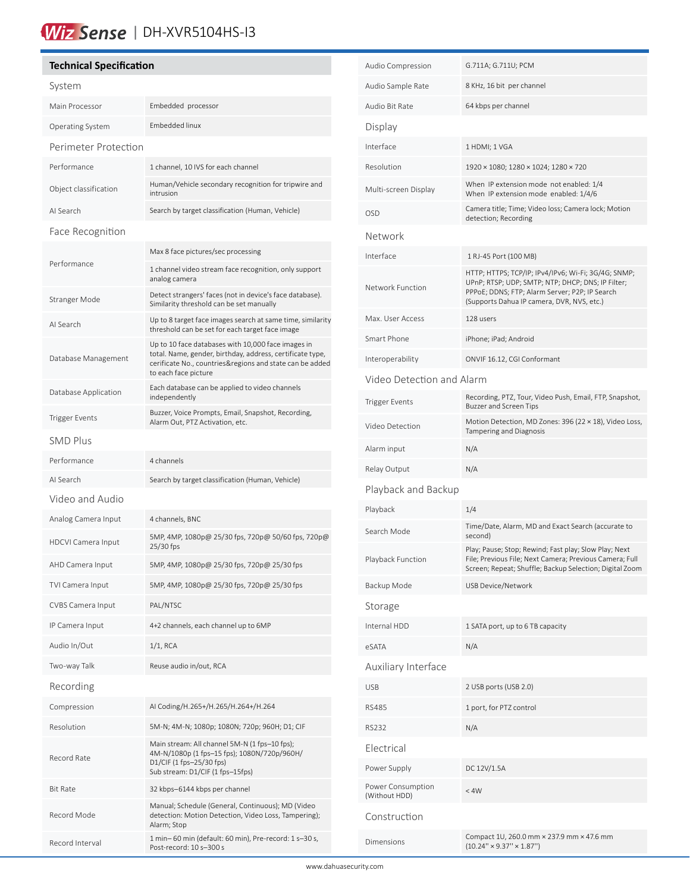# WizSense | DH-XVR5104HS-I3

## Technical Specification

### System

| | |
|---|---|
| Main Processor | Embedded processor |
| Operating System | Embedded linux |

### Perimeter Protection

| | |
|---|---|
| Performance | 1 channel, 10 IVS for each channel |
| Object classification | Human/Vehicle secondary recognition for tripwire and intrusion |
| AI Search | Search by target classification (Human, Vehicle) |

### Face Recognition

| | |
|---|---|
| Performance | Max 8 face pictures/sec processing<br>1 channel video stream face recognition, only support analog camera |
| Stranger Mode | Detect strangers' faces (not in device's face database). Similarity threshold can be set manually |
| AI Search | Up to 8 target face images search at same time, similarity threshold can be set for each target face image |
| Database Management | Up to 10 face databases with 10,000 face images in total. Name, gender, birthday, address, certificate type, cerificate No., countries&regions and state can be added to each face picture |
| Database Application | Each database can be applied to video channels independently |
| Trigger Events | Buzzer, Voice Prompts, Email, Snapshot, Recording, Alarm Out, PTZ Activation, etc. |

### SMD Plus

| | |
|---|---|
| Performance | 4 channels |
| AI Search | Search by target classification (Human, Vehicle) |

### Video and Audio

| | |
|---|---|
| Analog Camera Input | 4 channels, BNC |
| HDCVI Camera Input | 5MP, 4MP, 1080p@ 25/30 fps, 720p@ 50/60 fps, 720p@ 25/30 fps |
| AHD Camera Input | 5MP, 4MP, 1080p@ 25/30 fps, 720p@ 25/30 fps |
| TVI Camera Input | 5MP, 4MP, 1080p@ 25/30 fps, 720p@ 25/30 fps |
| CVBS Camera Input | PAL/NTSC |
| IP Camera Input | 4+2 channels, each channel up to 6MP |
| Audio In/Out | 1/1, RCA |
| Two-way Talk | Reuse audio in/out, RCA |

### Recording

| | |
|---|---|
| Compression | AI Coding/H.265+/H.265/H.264+/H.264 |
| Resolution | 5M-N; 4M-N; 1080p; 1080N; 720p; 960H; D1; CIF |
| Record Rate | Main stream: All channel 5M-N (1 fps–10 fps); 4M-N/1080p (1 fps–15 fps); 1080N/720p/960H/ D1/CIF (1 fps–25/30 fps)<br>Sub stream: D1/CIF (1 fps–15fps) |
| Bit Rate | 32 kbps–6144 kbps per channel |
| Record Mode | Manual; Schedule (General, Continuous); MD (Video detection: Motion Detection, Video Loss, Tampering); Alarm; Stop |
| Record Interval | 1 min– 60 min (default: 60 min), Pre-record: 1 s–30 s, Post-record: 10 s–300 s |
| Audio Compression | G.711A; G.711U; PCM |
| Audio Sample Rate | 8 KHz, 16 bit per channel |
| Audio Bit Rate | 64 kbps per channel |

### Display

| | |
|---|---|
| Interface | 1 HDMI; 1 VGA |
| Resolution | 1920 × 1080; 1280 × 1024; 1280 × 720 |
| Multi-screen Display | When IP extension mode not enabled: 1/4<br>When IP extension mode enabled: 1/4/6 |
| OSD | Camera title; Time; Video loss; Camera lock; Motion detection; Recording |

### Network

| | |
|---|---|
| Interface | 1 RJ-45 Port (100 MB) |
| Network Function | HTTP; HTTPS; TCP/IP; IPv4/IPv6; Wi-Fi; 3G/4G; SNMP; UPnP; RTSP; UDP; SMTP; NTP; DHCP; DNS; IP Filter; PPPoE; DDNS; FTP; Alarm Server; P2P; IP Search (Supports Dahua IP camera, DVR, NVS, etc.) |
| Max. User Access | 128 users |
| Smart Phone | iPhone; iPad; Android |
| Interoperability | ONVIF 16.12, CGI Conformant |

### Video Detection and Alarm

| | |
|---|---|
| Trigger Events | Recording, PTZ, Tour, Video Push, Email, FTP, Snapshot, Buzzer and Screen Tips |
| Video Detection | Motion Detection, MD Zones: 396 (22 × 18), Video Loss, Tampering and Diagnosis |
| Alarm input | N/A |
| Relay Output | N/A |

### Playback and Backup

| | |
|---|---|
| Playback | 1/4 |
| Search Mode | Time/Date, Alarm, MD and Exact Search (accurate to second) |
| Playback Function | Play; Pause; Stop; Rewind; Fast play; Slow Play; Next File; Previous File; Next Camera; Previous Camera; Full Screen; Repeat; Shuffle; Backup Selection; Digital Zoom |
| Backup Mode | USB Device/Network |

### Storage

| | |
|---|---|
| Internal HDD | 1 SATA port, up to 6 TB capacity |
| eSATA | N/A |

### Auxiliary Interface

| | |
|---|---|
| USB | 2 USB ports (USB 2.0) |
| RS485 | 1 port, for PTZ control |
| RS232 | N/A |

### Electrical

| | |
|---|---|
| Power Supply | DC 12V/1.5A |
| Power Consumption (Without HDD) | < 4W |

### Construction

| | |
|---|---|
| Dimensions | Compact 1U, 260.0 mm × 237.9 mm × 47.6 mm (10.24" × 9.37" × 1.87") |

www.dahuasecurity.com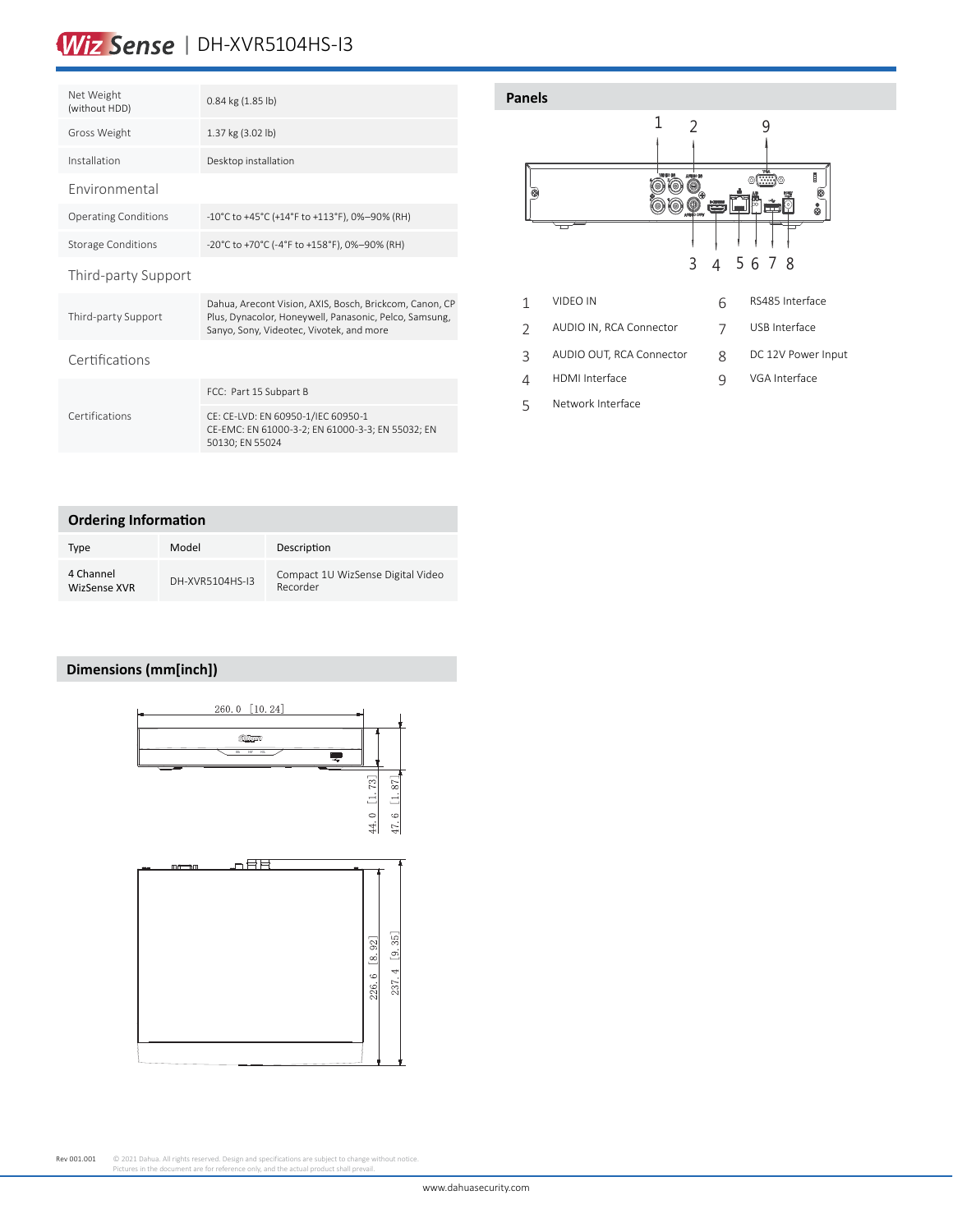| | |
|---|---|
| Net Weight (without HDD) | 0.84 kg (1.85 lb) |
| Gross Weight | 1.37 kg (3.02 lb) |
| Installation | Desktop installation |

### Environmental

| | |
|---|---|
| Operating Conditions | -10°C to +45°C (+14°F to +113°F), 0%–90% (RH) |
| Storage Conditions | -20°C to +70°C (-4°F to +158°F), 0%–90% (RH) |

### Third-party Support

| | |
|---|---|
| Third-party Support | Dahua, Arecont Vision, AXIS, Bosch, Brickcom, Canon, CP Plus, Dynacolor, Honeywell, Panasonic, Pelco, Samsung, Sanyo, Sony, Videotec, Vivotek, and more |

### Certifications

| | |
|---|---|
| Certifications | FCC: Part 15 Subpart B |
| | CE: CE-LVD: EN 60950-1/IEC 60950-1<br>CE-EMC: EN 61000-3-2; EN 61000-3-3; EN 55032; EN 50130; EN 55024 |

## Ordering Information

| Type | Model | Description |
|---|---|---|
| 4 Channel WizSense XVR | DH-XVR5104HS-I3 | Compact 1U WizSense Digital Video Recorder |

## Dimensions (mm[inch])

260.0 [10.24]

44.0 [1.73]

47.6 [1.87]

226.6 [8.92]

237.4 [9.35]

## Panels

1 2 9

3 4 5 6 7 8

| | | | |
|---|---|---|---|
| 1 | VIDEO IN | 6 | RS485 Interface |
| 2 | AUDIO IN, RCA Connector | 7 | USB Interface |
| 3 | AUDIO OUT, RCA Connector | 8 | DC 12V Power Input |
| 4 | HDMI Interface | 9 | VGA Interface |
| 5 | Network Interface | | |

Rev 001.001 © 2021 Dahua. All rights reserved. Design and specifications are subject to change without notice. Pictures in the document are for reference only, and the actual product shall prevail.

www.dahuasecurity.com